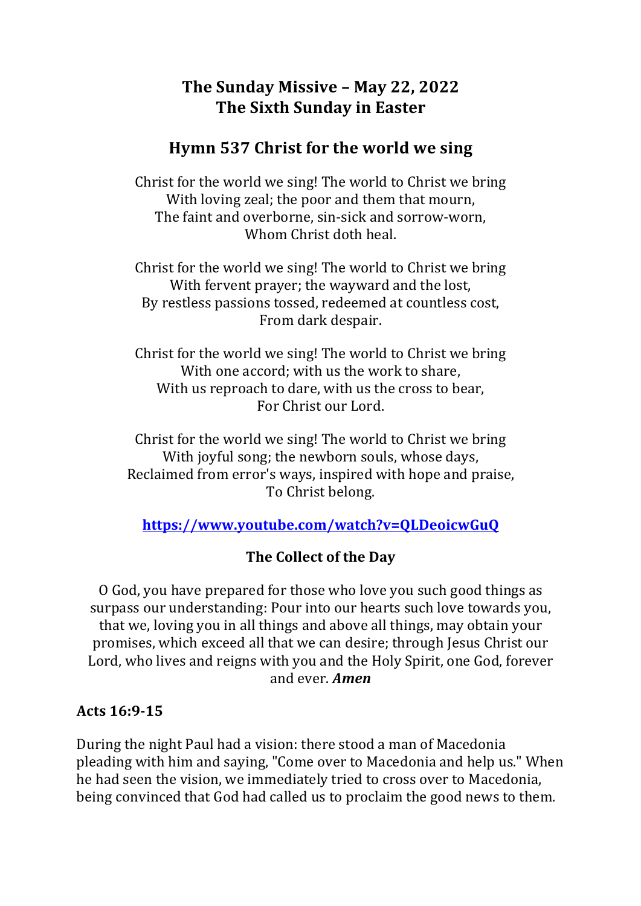# The Sunday Missive – May 22, 2022
# The Sixth Sunday in Easter

## Hymn 537 Christ for the world we sing

Christ for the world we sing! The world to Christ we bring
With loving zeal; the poor and them that mourn,
The faint and overborne, sin-sick and sorrow-worn,
Whom Christ doth heal.

Christ for the world we sing! The world to Christ we bring
With fervent prayer; the wayward and the lost,
By restless passions tossed, redeemed at countless cost,
From dark despair.

Christ for the world we sing! The world to Christ we bring
With one accord; with us the work to share,
With us reproach to dare, with us the cross to bear,
For Christ our Lord.

Christ for the world we sing! The world to Christ we bring
With joyful song; the newborn souls, whose days,
Reclaimed from error's ways, inspired with hope and praise,
To Christ belong.

**https://www.youtube.com/watch?v=QLDeoicwGuQ**

### The Collect of the Day

O God, you have prepared for those who love you such good things as surpass our understanding: Pour into our hearts such love towards you, that we, loving you in all things and above all things, may obtain your promises, which exceed all that we can desire; through Jesus Christ our Lord, who lives and reigns with you and the Holy Spirit, one God, forever and ever. ***Amen***

**Acts 16:9-15**

During the night Paul had a vision: there stood a man of Macedonia pleading with him and saying, "Come over to Macedonia and help us." When he had seen the vision, we immediately tried to cross over to Macedonia, being convinced that God had called us to proclaim the good news to them.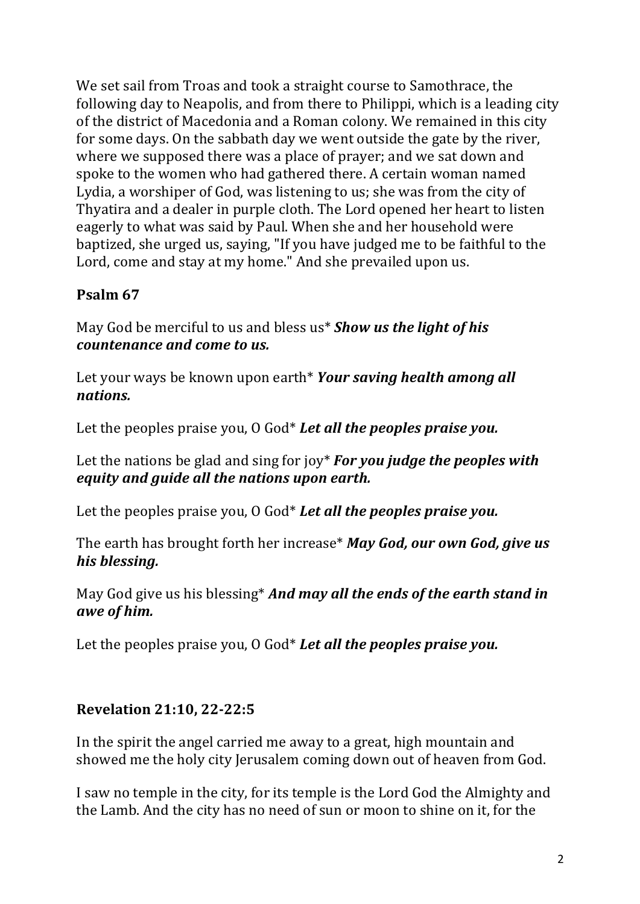We set sail from Troas and took a straight course to Samothrace, the following day to Neapolis, and from there to Philippi, which is a leading city of the district of Macedonia and a Roman colony. We remained in this city for some days. On the sabbath day we went outside the gate by the river, where we supposed there was a place of prayer; and we sat down and spoke to the women who had gathered there. A certain woman named Lydia, a worshiper of God, was listening to us; she was from the city of Thyatira and a dealer in purple cloth. The Lord opened her heart to listen eagerly to what was said by Paul. When she and her household were baptized, she urged us, saying, "If you have judged me to be faithful to the Lord, come and stay at my home." And she prevailed upon us.

**Psalm 67**

May God be merciful to us and bless us* ***Show us the light of his countenance and come to us.***

Let your ways be known upon earth* ***Your saving health among all nations.***

Let the peoples praise you, O God* ***Let all the peoples praise you.***

Let the nations be glad and sing for joy* ***For you judge the peoples with equity and guide all the nations upon earth.***

Let the peoples praise you, O God* ***Let all the peoples praise you.***

The earth has brought forth her increase* ***May God, our own God, give us his blessing.***

May God give us his blessing* ***And may all the ends of the earth stand in awe of him.***

Let the peoples praise you, O God* ***Let all the peoples praise you.***

**Revelation 21:10, 22-22:5**

In the spirit the angel carried me away to a great, high mountain and showed me the holy city Jerusalem coming down out of heaven from God.

I saw no temple in the city, for its temple is the Lord God the Almighty and the Lamb. And the city has no need of sun or moon to shine on it, for the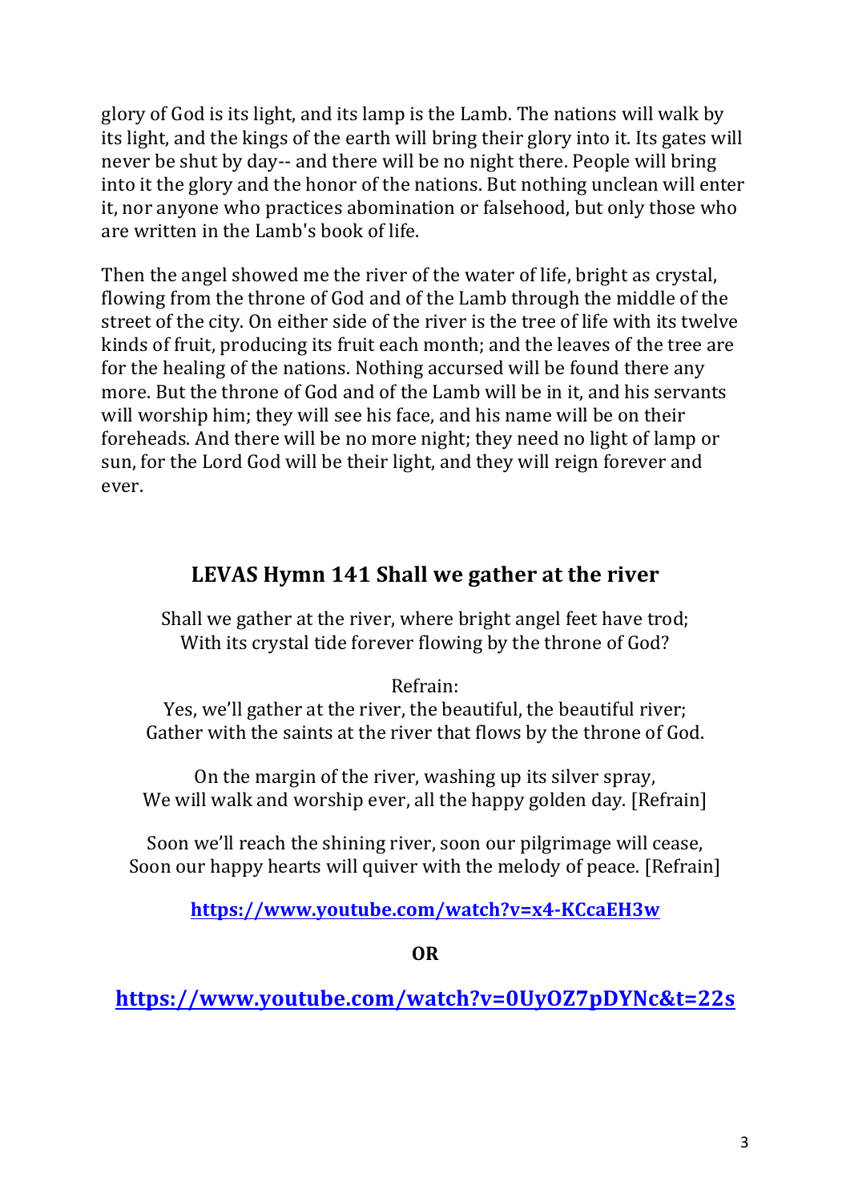glory of God is its light, and its lamp is the Lamb. The nations will walk by its light, and the kings of the earth will bring their glory into it. Its gates will never be shut by day-- and there will be no night there. People will bring into it the glory and the honor of the nations. But nothing unclean will enter it, nor anyone who practices abomination or falsehood, but only those who are written in the Lamb's book of life.

Then the angel showed me the river of the water of life, bright as crystal, flowing from the throne of God and of the Lamb through the middle of the street of the city. On either side of the river is the tree of life with its twelve kinds of fruit, producing its fruit each month; and the leaves of the tree are for the healing of the nations. Nothing accursed will be found there any more. But the throne of God and of the Lamb will be in it, and his servants will worship him; they will see his face, and his name will be on their foreheads. And there will be no more night; they need no light of lamp or sun, for the Lord God will be their light, and they will reign forever and ever.

## LEVAS Hymn 141 Shall we gather at the river

Shall we gather at the river, where bright angel feet have trod;
With its crystal tide forever flowing by the throne of God?

Refrain:
Yes, we'll gather at the river, the beautiful, the beautiful river;
Gather with the saints at the river that flows by the throne of God.

On the margin of the river, washing up its silver spray,
We will walk and worship ever, all the happy golden day. [Refrain]

Soon we'll reach the shining river, soon our pilgrimage will cease,
Soon our happy hearts will quiver with the melody of peace. [Refrain]

**https://www.youtube.com/watch?v=x4-KCcaEH3w**

**OR**

**https://www.youtube.com/watch?v=0UyOZ7pDYNc&t=22s**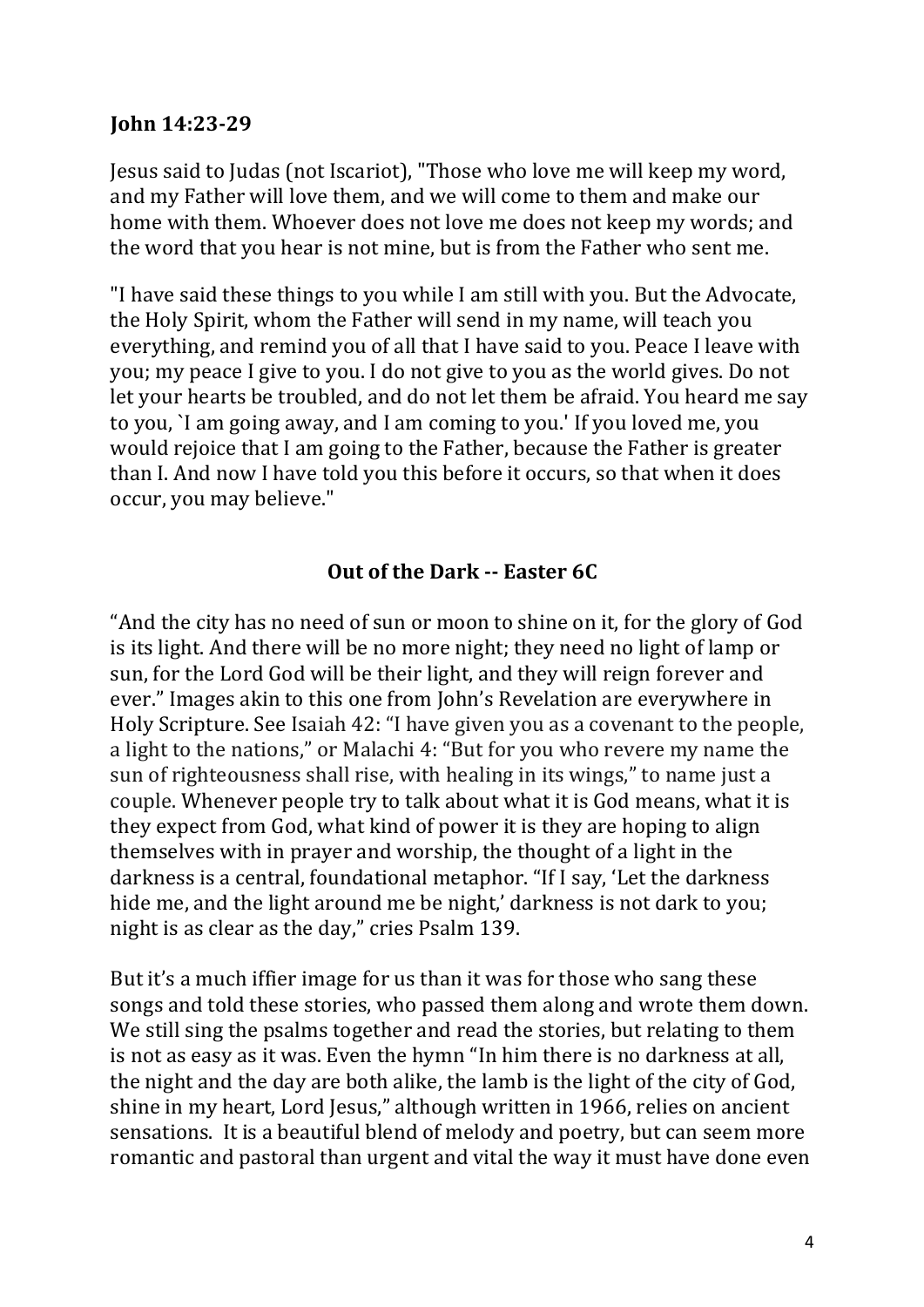**John 14:23-29**

Jesus said to Judas (not Iscariot), "Those who love me will keep my word, and my Father will love them, and we will come to them and make our home with them. Whoever does not love me does not keep my words; and the word that you hear is not mine, but is from the Father who sent me.

"I have said these things to you while I am still with you. But the Advocate, the Holy Spirit, whom the Father will send in my name, will teach you everything, and remind you of all that I have said to you. Peace I leave with you; my peace I give to you. I do not give to you as the world gives. Do not let your hearts be troubled, and do not let them be afraid. You heard me say to you, `I am going away, and I am coming to you.' If you loved me, you would rejoice that I am going to the Father, because the Father is greater than I. And now I have told you this before it occurs, so that when it does occur, you may believe."

**Out of the Dark -- Easter 6C**

"And the city has no need of sun or moon to shine on it, for the glory of God is its light. And there will be no more night; they need no light of lamp or sun, for the Lord God will be their light, and they will reign forever and ever." Images akin to this one from John's Revelation are everywhere in Holy Scripture. See Isaiah 42: "I have given you as a covenant to the people, a light to the nations," or Malachi 4: "But for you who revere my name the sun of righteousness shall rise, with healing in its wings," to name just a couple. Whenever people try to talk about what it is God means, what it is they expect from God, what kind of power it is they are hoping to align themselves with in prayer and worship, the thought of a light in the darkness is a central, foundational metaphor. "If I say, 'Let the darkness hide me, and the light around me be night,' darkness is not dark to you; night is as clear as the day," cries Psalm 139.

But it's a much iffier image for us than it was for those who sang these songs and told these stories, who passed them along and wrote them down. We still sing the psalms together and read the stories, but relating to them is not as easy as it was. Even the hymn "In him there is no darkness at all, the night and the day are both alike, the lamb is the light of the city of God, shine in my heart, Lord Jesus," although written in 1966, relies on ancient sensations. It is a beautiful blend of melody and poetry, but can seem more romantic and pastoral than urgent and vital the way it must have done even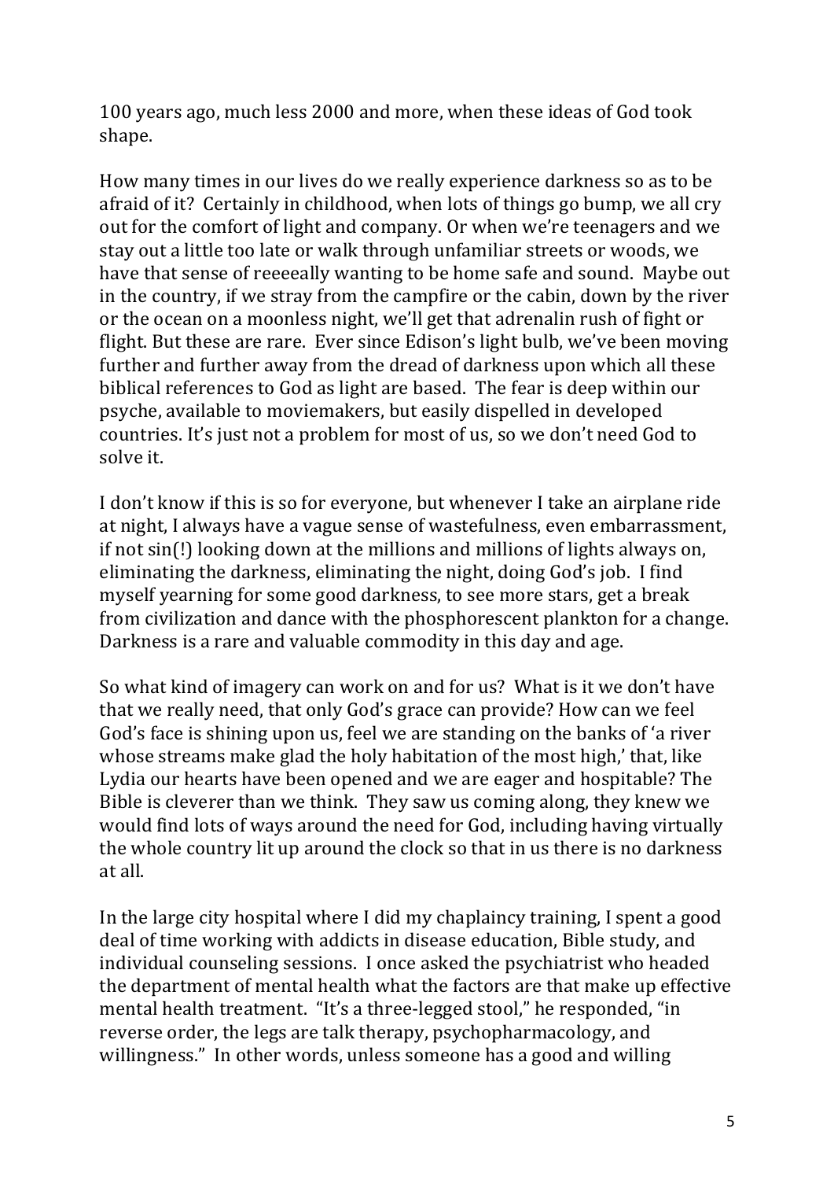100 years ago, much less 2000 and more, when these ideas of God took shape.

How many times in our lives do we really experience darkness so as to be afraid of it? Certainly in childhood, when lots of things go bump, we all cry out for the comfort of light and company. Or when we're teenagers and we stay out a little too late or walk through unfamiliar streets or woods, we have that sense of reeeeally wanting to be home safe and sound. Maybe out in the country, if we stray from the campfire or the cabin, down by the river or the ocean on a moonless night, we'll get that adrenalin rush of fight or flight. But these are rare. Ever since Edison's light bulb, we've been moving further and further away from the dread of darkness upon which all these biblical references to God as light are based. The fear is deep within our psyche, available to moviemakers, but easily dispelled in developed countries. It's just not a problem for most of us, so we don't need God to solve it.

I don't know if this is so for everyone, but whenever I take an airplane ride at night, I always have a vague sense of wastefulness, even embarrassment, if not sin(!) looking down at the millions and millions of lights always on, eliminating the darkness, eliminating the night, doing God's job. I find myself yearning for some good darkness, to see more stars, get a break from civilization and dance with the phosphorescent plankton for a change. Darkness is a rare and valuable commodity in this day and age.

So what kind of imagery can work on and for us? What is it we don't have that we really need, that only God's grace can provide? How can we feel God's face is shining upon us, feel we are standing on the banks of 'a river whose streams make glad the holy habitation of the most high,' that, like Lydia our hearts have been opened and we are eager and hospitable? The Bible is cleverer than we think. They saw us coming along, they knew we would find lots of ways around the need for God, including having virtually the whole country lit up around the clock so that in us there is no darkness at all.

In the large city hospital where I did my chaplaincy training, I spent a good deal of time working with addicts in disease education, Bible study, and individual counseling sessions. I once asked the psychiatrist who headed the department of mental health what the factors are that make up effective mental health treatment. "It's a three-legged stool," he responded, "in reverse order, the legs are talk therapy, psychopharmacology, and willingness." In other words, unless someone has a good and willing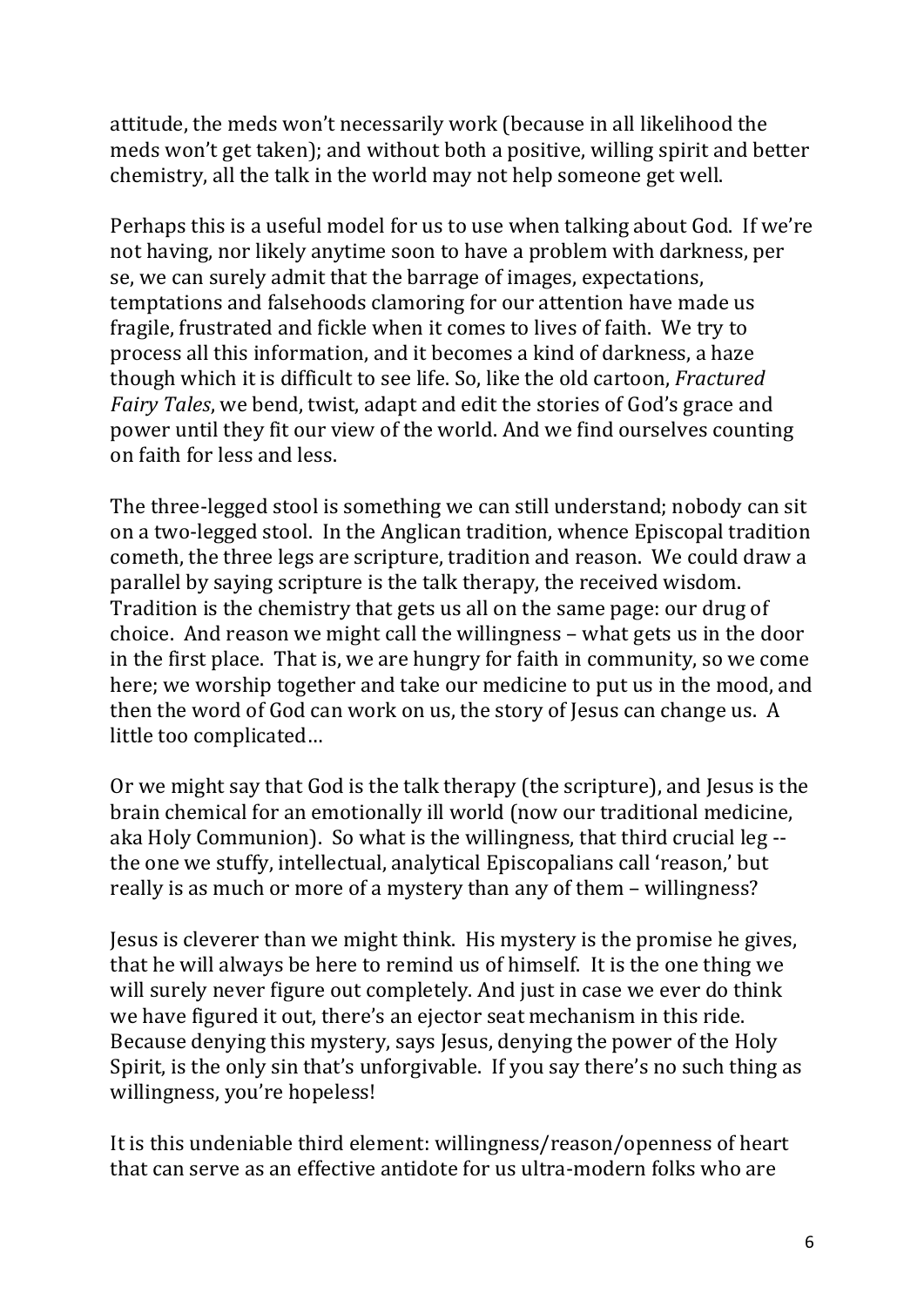attitude, the meds won't necessarily work (because in all likelihood the meds won't get taken); and without both a positive, willing spirit and better chemistry, all the talk in the world may not help someone get well.

Perhaps this is a useful model for us to use when talking about God. If we're not having, nor likely anytime soon to have a problem with darkness, per se, we can surely admit that the barrage of images, expectations, temptations and falsehoods clamoring for our attention have made us fragile, frustrated and fickle when it comes to lives of faith. We try to process all this information, and it becomes a kind of darkness, a haze though which it is difficult to see life. So, like the old cartoon, *Fractured Fairy Tales*, we bend, twist, adapt and edit the stories of God's grace and power until they fit our view of the world. And we find ourselves counting on faith for less and less.

The three-legged stool is something we can still understand; nobody can sit on a two-legged stool. In the Anglican tradition, whence Episcopal tradition cometh, the three legs are scripture, tradition and reason. We could draw a parallel by saying scripture is the talk therapy, the received wisdom. Tradition is the chemistry that gets us all on the same page: our drug of choice. And reason we might call the willingness – what gets us in the door in the first place. That is, we are hungry for faith in community, so we come here; we worship together and take our medicine to put us in the mood, and then the word of God can work on us, the story of Jesus can change us. A little too complicated…

Or we might say that God is the talk therapy (the scripture), and Jesus is the brain chemical for an emotionally ill world (now our traditional medicine, aka Holy Communion). So what is the willingness, that third crucial leg -- the one we stuffy, intellectual, analytical Episcopalians call 'reason,' but really is as much or more of a mystery than any of them – willingness?

Jesus is cleverer than we might think. His mystery is the promise he gives, that he will always be here to remind us of himself. It is the one thing we will surely never figure out completely. And just in case we ever do think we have figured it out, there's an ejector seat mechanism in this ride. Because denying this mystery, says Jesus, denying the power of the Holy Spirit, is the only sin that's unforgivable. If you say there's no such thing as willingness, you're hopeless!

It is this undeniable third element: willingness/reason/openness of heart that can serve as an effective antidote for us ultra-modern folks who are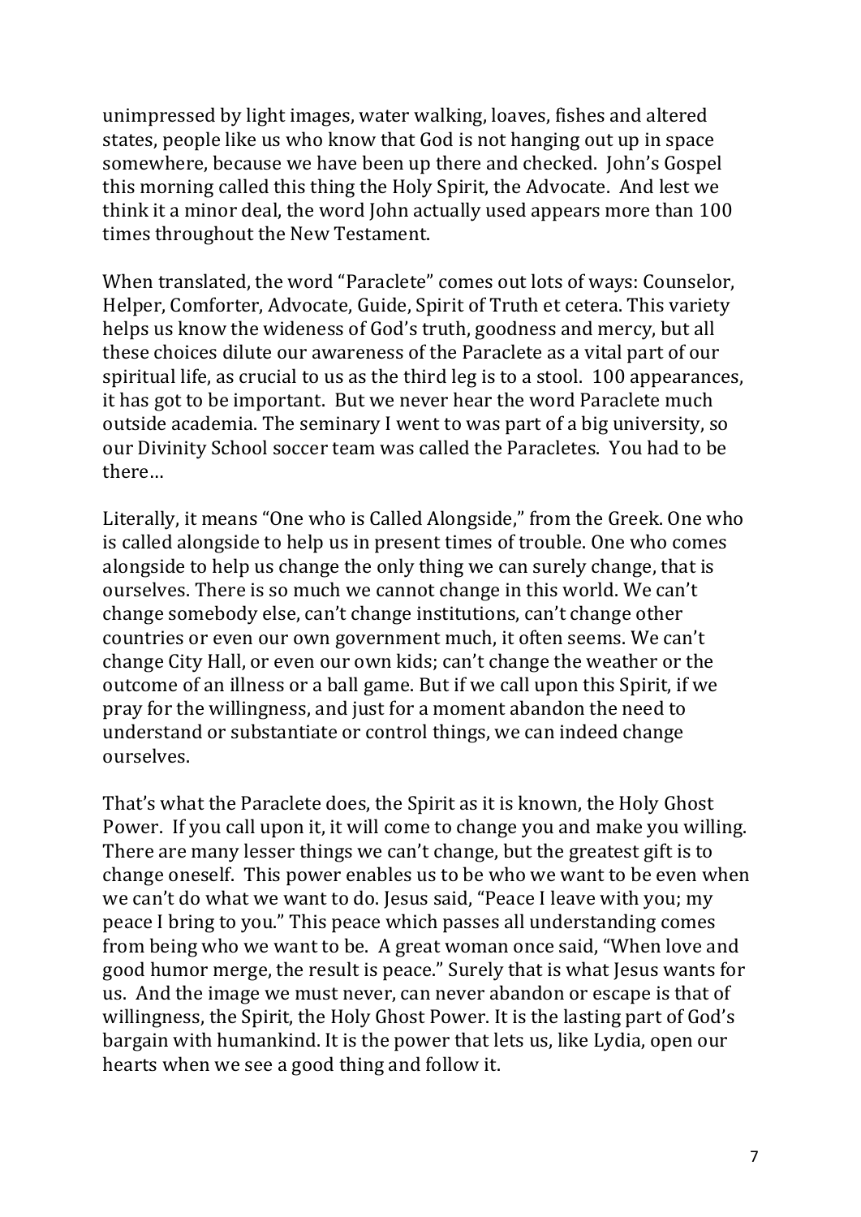unimpressed by light images, water walking, loaves, fishes and altered states, people like us who know that God is not hanging out up in space somewhere, because we have been up there and checked. John's Gospel this morning called this thing the Holy Spirit, the Advocate. And lest we think it a minor deal, the word John actually used appears more than 100 times throughout the New Testament.

When translated, the word "Paraclete" comes out lots of ways: Counselor, Helper, Comforter, Advocate, Guide, Spirit of Truth et cetera. This variety helps us know the wideness of God's truth, goodness and mercy, but all these choices dilute our awareness of the Paraclete as a vital part of our spiritual life, as crucial to us as the third leg is to a stool. 100 appearances, it has got to be important. But we never hear the word Paraclete much outside academia. The seminary I went to was part of a big university, so our Divinity School soccer team was called the Paracletes. You had to be there…

Literally, it means "One who is Called Alongside," from the Greek. One who is called alongside to help us in present times of trouble. One who comes alongside to help us change the only thing we can surely change, that is ourselves. There is so much we cannot change in this world. We can't change somebody else, can't change institutions, can't change other countries or even our own government much, it often seems. We can't change City Hall, or even our own kids; can't change the weather or the outcome of an illness or a ball game. But if we call upon this Spirit, if we pray for the willingness, and just for a moment abandon the need to understand or substantiate or control things, we can indeed change ourselves.

That's what the Paraclete does, the Spirit as it is known, the Holy Ghost Power. If you call upon it, it will come to change you and make you willing. There are many lesser things we can't change, but the greatest gift is to change oneself. This power enables us to be who we want to be even when we can't do what we want to do. Jesus said, "Peace I leave with you; my peace I bring to you." This peace which passes all understanding comes from being who we want to be. A great woman once said, "When love and good humor merge, the result is peace." Surely that is what Jesus wants for us. And the image we must never, can never abandon or escape is that of willingness, the Spirit, the Holy Ghost Power. It is the lasting part of God's bargain with humankind. It is the power that lets us, like Lydia, open our hearts when we see a good thing and follow it.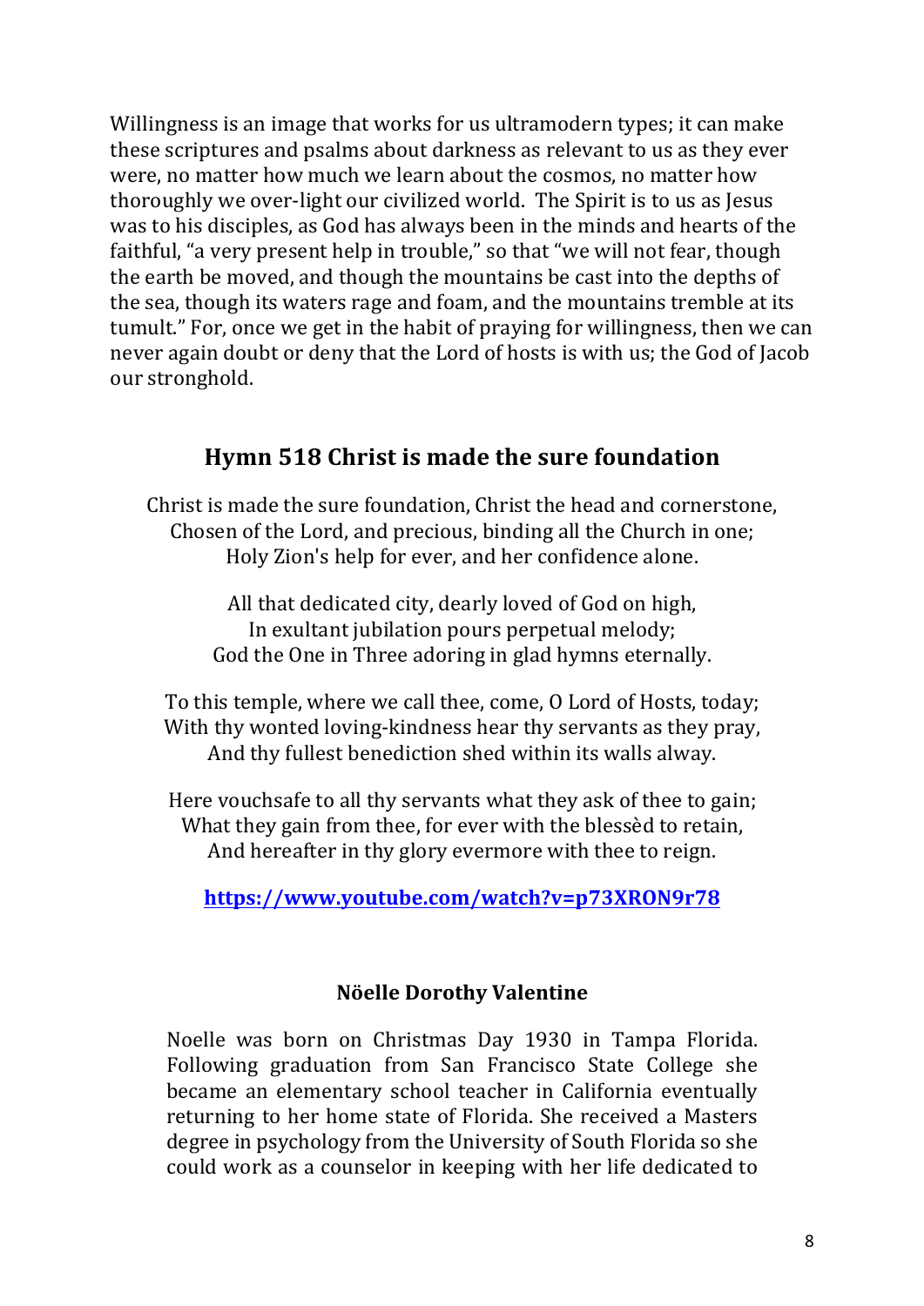Willingness is an image that works for us ultramodern types; it can make these scriptures and psalms about darkness as relevant to us as they ever were, no matter how much we learn about the cosmos, no matter how thoroughly we over-light our civilized world. The Spirit is to us as Jesus was to his disciples, as God has always been in the minds and hearts of the faithful, "a very present help in trouble," so that "we will not fear, though the earth be moved, and though the mountains be cast into the depths of the sea, though its waters rage and foam, and the mountains tremble at its tumult." For, once we get in the habit of praying for willingness, then we can never again doubt or deny that the Lord of hosts is with us; the God of Jacob our stronghold.

## Hymn 518 Christ is made the sure foundation

Christ is made the sure foundation, Christ the head and cornerstone,
Chosen of the Lord, and precious, binding all the Church in one;
Holy Zion's help for ever, and her confidence alone.

All that dedicated city, dearly loved of God on high,
In exultant jubilation pours perpetual melody;
God the One in Three adoring in glad hymns eternally.

To this temple, where we call thee, come, O Lord of Hosts, today;
With thy wonted loving-kindness hear thy servants as they pray,
And thy fullest benediction shed within its walls alway.

Here vouchsafe to all thy servants what they ask of thee to gain;
What they gain from thee, for ever with the blessèd to retain,
And hereafter in thy glory evermore with thee to reign.

**https://www.youtube.com/watch?v=p73XRON9r78**

### Nöelle Dorothy Valentine

Noelle was born on Christmas Day 1930 in Tampa Florida. Following graduation from San Francisco State College she became an elementary school teacher in California eventually returning to her home state of Florida. She received a Masters degree in psychology from the University of South Florida so she could work as a counselor in keeping with her life dedicated to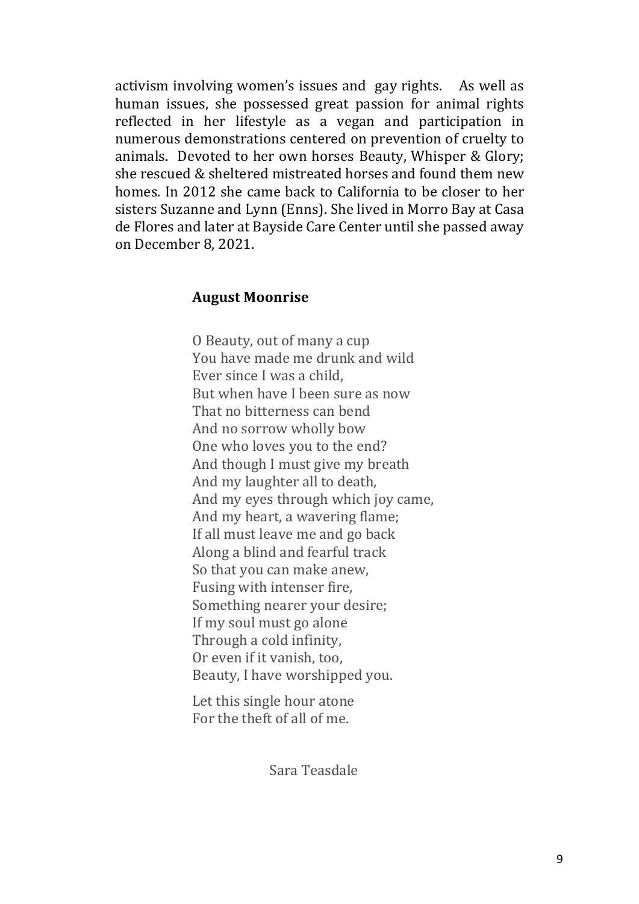activism involving women's issues and gay rights. As well as human issues, she possessed great passion for animal rights reflected in her lifestyle as a vegan and participation in numerous demonstrations centered on prevention of cruelty to animals. Devoted to her own horses Beauty, Whisper & Glory; she rescued & sheltered mistreated horses and found them new homes. In 2012 she came back to California to be closer to her sisters Suzanne and Lynn (Enns). She lived in Morro Bay at Casa de Flores and later at Bayside Care Center until she passed away on December 8, 2021.

**August Moonrise**

O Beauty, out of many a cup  
You have made me drunk and wild  
Ever since I was a child,  
But when have I been sure as now  
That no bitterness can bend  
And no sorrow wholly bow  
One who loves you to the end?  
And though I must give my breath  
And my laughter all to death,  
And my eyes through which joy came,  
And my heart, a wavering flame;  
If all must leave me and go back  
Along a blind and fearful track  
So that you can make anew,  
Fusing with intenser fire,  
Something nearer your desire;  
If my soul must go alone  
Through a cold infinity,  
Or even if it vanish, too,  
Beauty, I have worshipped you.

Let this single hour atone  
For the theft of all of me.

Sara Teasdale